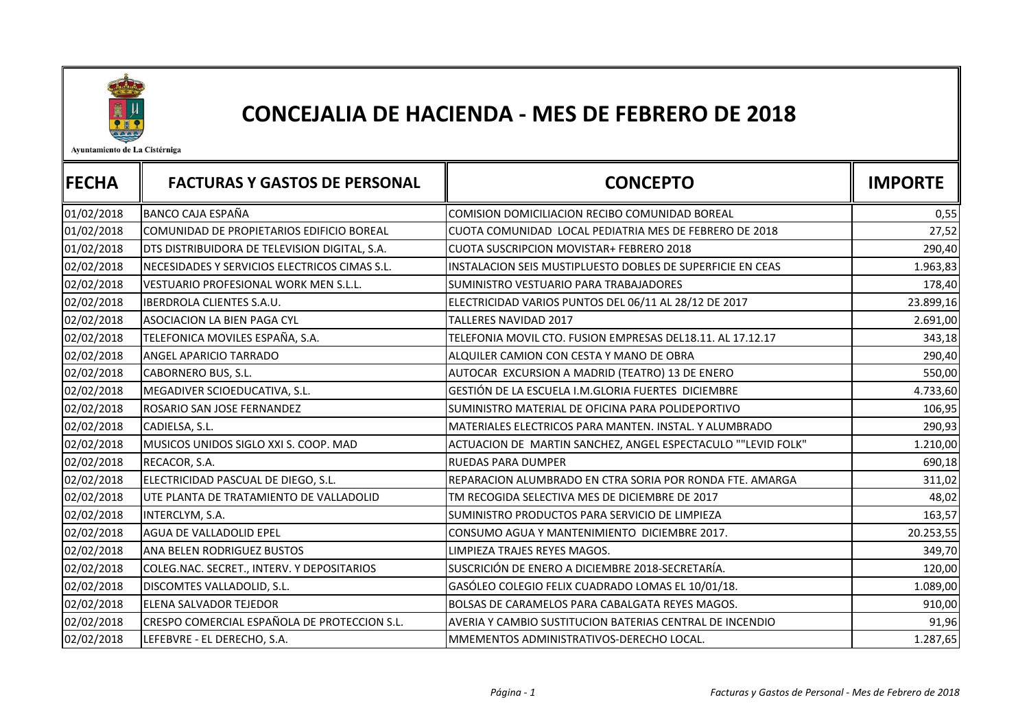Ayuntamiento de La Cistérniga

# CONCEJALIA DE HACIENDA - MES DE FEBRERO DE 2018

| FECHA | FACTURAS Y GASTOS DE PERSONAL | CONCEPTO | IMPORTE |
|---|---|---|---|
| 01/02/2018 | BANCO CAJA ESPAÑA | COMISION DOMICILIACION RECIBO COMUNIDAD BOREAL | 0,55 |
| 01/02/2018 | COMUNIDAD DE PROPIETARIOS EDIFICIO BOREAL | CUOTA COMUNIDAD LOCAL PEDIATRIA MES DE FEBRERO DE 2018 | 27,52 |
| 01/02/2018 | DTS DISTRIBUIDORA DE TELEVISION DIGITAL, S.A. | CUOTA SUSCRIPCION MOVISTAR+ FEBRERO 2018 | 290,40 |
| 02/02/2018 | NECESIDADES Y SERVICIOS ELECTRICOS CIMAS S.L. | INSTALACION SEIS MUSTIPLUESTO DOBLES DE SUPERFICIE EN CEAS | 1.963,83 |
| 02/02/2018 | VESTUARIO PROFESIONAL WORK MEN S.L.L. | SUMINISTRO VESTUARIO PARA TRABAJADORES | 178,40 |
| 02/02/2018 | IBERDROLA CLIENTES S.A.U. | ELECTRICIDAD VARIOS PUNTOS DEL 06/11 AL 28/12 DE 2017 | 23.899,16 |
| 02/02/2018 | ASOCIACION LA BIEN PAGA CYL | TALLERES NAVIDAD 2017 | 2.691,00 |
| 02/02/2018 | TELEFONICA MOVILES ESPAÑA, S.A. | TELEFONIA MOVIL CTO. FUSION EMPRESAS DEL18.11. AL 17.12.17 | 343,18 |
| 02/02/2018 | ANGEL APARICIO TARRADO | ALQUILER CAMION CON CESTA Y MANO DE OBRA | 290,40 |
| 02/02/2018 | CABORNERO BUS, S.L. | AUTOCAR EXCURSION A MADRID (TEATRO) 13 DE ENERO | 550,00 |
| 02/02/2018 | MEGADIVER SCIOEDUCATIVA, S.L. | GESTIÓN DE LA ESCUELA I.M.GLORIA FUERTES DICIEMBRE | 4.733,60 |
| 02/02/2018 | ROSARIO SAN JOSE FERNANDEZ | SUMINISTRO MATERIAL DE OFICINA PARA POLIDEPORTIVO | 106,95 |
| 02/02/2018 | CADIELSA, S.L. | MATERIALES ELECTRICOS PARA MANTEN. INSTAL. Y ALUMBRADO | 290,93 |
| 02/02/2018 | MUSICOS UNIDOS SIGLO XXI S. COOP. MAD | ACTUACION DE MARTIN SANCHEZ, ANGEL ESPECTACULO ""LEVID FOLK" | 1.210,00 |
| 02/02/2018 | RECACOR, S.A. | RUEDAS PARA DUMPER | 690,18 |
| 02/02/2018 | ELECTRICIDAD PASCUAL DE DIEGO, S.L. | REPARACION ALUMBRADO EN CTRA SORIA POR RONDA FTE. AMARGA | 311,02 |
| 02/02/2018 | UTE PLANTA DE TRATAMIENTO DE VALLADOLID | TM RECOGIDA SELECTIVA MES DE DICIEMBRE DE 2017 | 48,02 |
| 02/02/2018 | INTERCLYM, S.A. | SUMINISTRO PRODUCTOS PARA SERVICIO DE LIMPIEZA | 163,57 |
| 02/02/2018 | AGUA DE VALLADOLID EPEL | CONSUMO AGUA Y MANTENIMIENTO DICIEMBRE 2017. | 20.253,55 |
| 02/02/2018 | ANA BELEN RODRIGUEZ BUSTOS | LIMPIEZA TRAJES REYES MAGOS. | 349,70 |
| 02/02/2018 | COLEG.NAC. SECRET., INTERV. Y DEPOSITARIOS | SUSCRICIÓN DE ENERO A DICIEMBRE 2018-SECRETARÍA. | 120,00 |
| 02/02/2018 | DISCOMTES VALLADOLID, S.L. | GASÓLEO COLEGIO FELIX CUADRADO LOMAS EL 10/01/18. | 1.089,00 |
| 02/02/2018 | ELENA SALVADOR TEJEDOR | BOLSAS DE CARAMELOS PARA CABALGATA REYES MAGOS. | 910,00 |
| 02/02/2018 | CRESPO COMERCIAL ESPAÑOLA DE PROTECCION S.L. | AVERIA Y CAMBIO SUSTITUCION BATERIAS CENTRAL DE INCENDIO | 91,96 |
| 02/02/2018 | LEFEBVRE - EL DERECHO, S.A. | MMEMENTOS ADMINISTRATIVOS-DERECHO LOCAL. | 1.287,65 |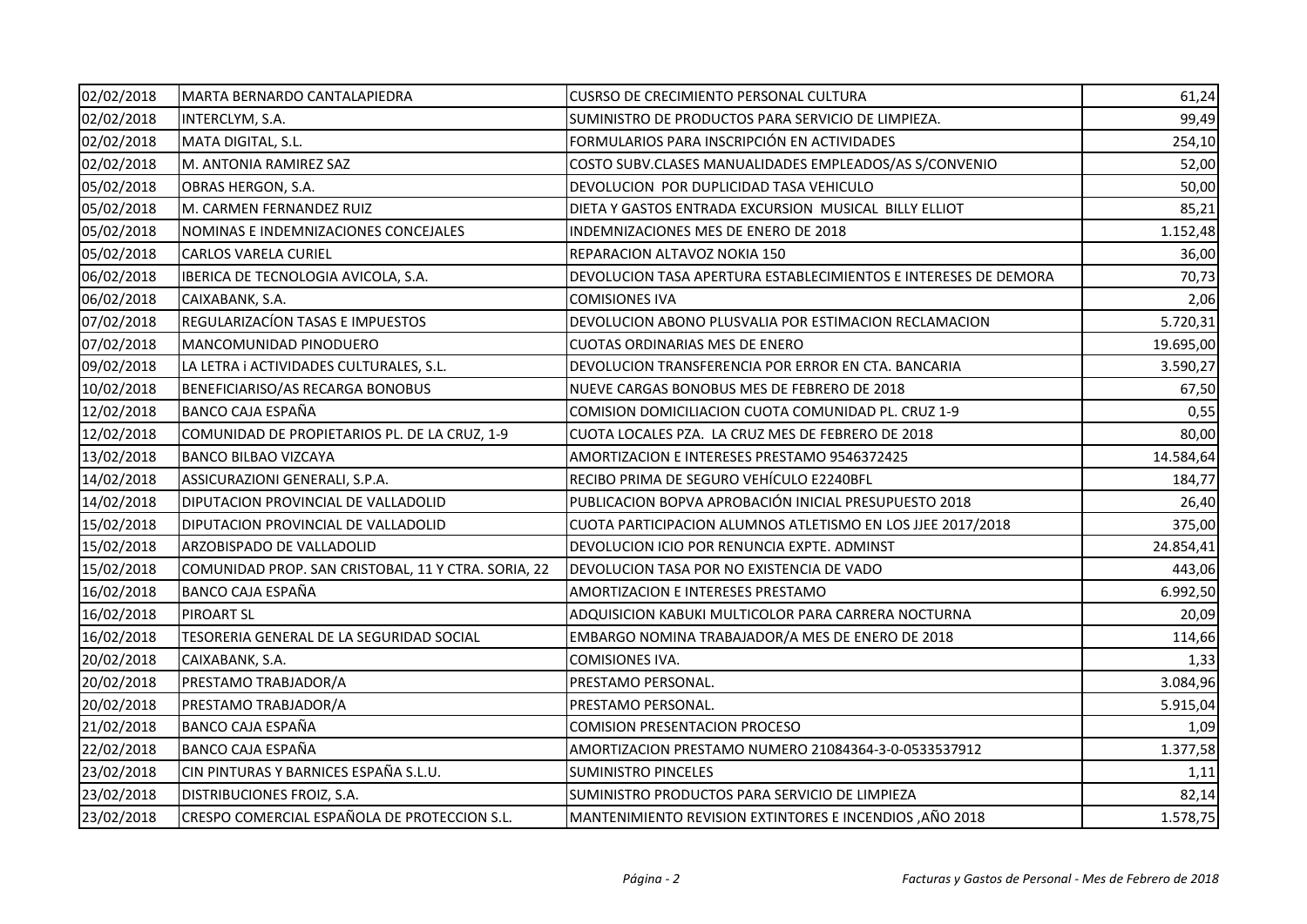| 02/02/2018 | MARTA BERNARDO CANTALAPIEDRA | CUSRSO DE CRECIMIENTO PERSONAL CULTURA | 61,24 |
|---|---|---|---|
| 02/02/2018 | INTERCLYM, S.A. | SUMINISTRO DE PRODUCTOS PARA SERVICIO DE LIMPIEZA. | 99,49 |
| 02/02/2018 | MATA DIGITAL, S.L. | FORMULARIOS PARA INSCRIPCIÓN EN ACTIVIDADES | 254,10 |
| 02/02/2018 | M. ANTONIA RAMIREZ SAZ | COSTO SUBV.CLASES MANUALIDADES EMPLEADOS/AS S/CONVENIO | 52,00 |
| 05/02/2018 | OBRAS HERGON, S.A. | DEVOLUCION POR DUPLICIDAD TASA VEHICULO | 50,00 |
| 05/02/2018 | M. CARMEN FERNANDEZ RUIZ | DIETA Y GASTOS ENTRADA EXCURSION MUSICAL BILLY ELLIOT | 85,21 |
| 05/02/2018 | NOMINAS E INDEMNIZACIONES CONCEJALES | INDEMNIZACIONES MES DE ENERO DE 2018 | 1.152,48 |
| 05/02/2018 | CARLOS VARELA CURIEL | REPARACION ALTAVOZ NOKIA 150 | 36,00 |
| 06/02/2018 | IBERICA DE TECNOLOGIA AVICOLA, S.A. | DEVOLUCION TASA APERTURA ESTABLECIMIENTOS E INTERESES DE DEMORA | 70,73 |
| 06/02/2018 | CAIXABANK, S.A. | COMISIONES IVA | 2,06 |
| 07/02/2018 | REGULARIZACÍON TASAS E IMPUESTOS | DEVOLUCION ABONO PLUSVALIA POR ESTIMACION RECLAMACION | 5.720,31 |
| 07/02/2018 | MANCOMUNIDAD PINODUERO | CUOTAS ORDINARIAS MES DE ENERO | 19.695,00 |
| 09/02/2018 | LA LETRA i ACTIVIDADES CULTURALES, S.L. | DEVOLUCION TRANSFERENCIA POR ERROR EN CTA. BANCARIA | 3.590,27 |
| 10/02/2018 | BENEFICIARISO/AS RECARGA BONOBUS | NUEVE CARGAS BONOBUS MES DE FEBRERO DE 2018 | 67,50 |
| 12/02/2018 | BANCO CAJA ESPAÑA | COMISION DOMICILIACION CUOTA COMUNIDAD PL. CRUZ 1-9 | 0,55 |
| 12/02/2018 | COMUNIDAD DE PROPIETARIOS PL. DE LA CRUZ, 1-9 | CUOTA LOCALES PZA. LA CRUZ MES DE FEBRERO DE 2018 | 80,00 |
| 13/02/2018 | BANCO BILBAO VIZCAYA | AMORTIZACION E INTERESES PRESTAMO 9546372425 | 14.584,64 |
| 14/02/2018 | ASSICURAZIONI GENERALI, S.P.A. | RECIBO PRIMA DE SEGURO VEHÍCULO E2240BFL | 184,77 |
| 14/02/2018 | DIPUTACION PROVINCIAL DE VALLADOLID | PUBLICACION BOPVA APROBACIÓN INICIAL PRESUPUESTO 2018 | 26,40 |
| 15/02/2018 | DIPUTACION PROVINCIAL DE VALLADOLID | CUOTA PARTICIPACION ALUMNOS ATLETISMO EN LOS JJEE 2017/2018 | 375,00 |
| 15/02/2018 | ARZOBISPADO DE VALLADOLID | DEVOLUCION ICIO POR RENUNCIA EXPTE. ADMINST | 24.854,41 |
| 15/02/2018 | COMUNIDAD PROP. SAN CRISTOBAL, 11 Y CTRA. SORIA, 22 | DEVOLUCION TASA POR NO EXISTENCIA DE VADO | 443,06 |
| 16/02/2018 | BANCO CAJA ESPAÑA | AMORTIZACION E INTERESES PRESTAMO | 6.992,50 |
| 16/02/2018 | PIROART SL | ADQUISICION KABUKI MULTICOLOR PARA CARRERA NOCTURNA | 20,09 |
| 16/02/2018 | TESORERIA GENERAL DE LA SEGURIDAD SOCIAL | EMBARGO NOMINA TRABAJADOR/A MES DE ENERO DE 2018 | 114,66 |
| 20/02/2018 | CAIXABANK, S.A. | COMISIONES IVA. | 1,33 |
| 20/02/2018 | PRESTAMO TRABJADOR/A | PRESTAMO PERSONAL. | 3.084,96 |
| 20/02/2018 | PRESTAMO TRABJADOR/A | PRESTAMO PERSONAL. | 5.915,04 |
| 21/02/2018 | BANCO CAJA ESPAÑA | COMISION PRESENTACION PROCESO | 1,09 |
| 22/02/2018 | BANCO CAJA ESPAÑA | AMORTIZACION PRESTAMO NUMERO 21084364-3-0-0533537912 | 1.377,58 |
| 23/02/2018 | CIN PINTURAS Y BARNICES ESPAÑA S.L.U. | SUMINISTRO PINCELES | 1,11 |
| 23/02/2018 | DISTRIBUCIONES FROIZ, S.A. | SUMINISTRO PRODUCTOS PARA SERVICIO DE LIMPIEZA | 82,14 |
| 23/02/2018 | CRESPO COMERCIAL ESPAÑOLA DE PROTECCION S.L. | MANTENIMIENTO REVISION EXTINTORES E INCENDIOS ,AÑO 2018 | 1.578,75 |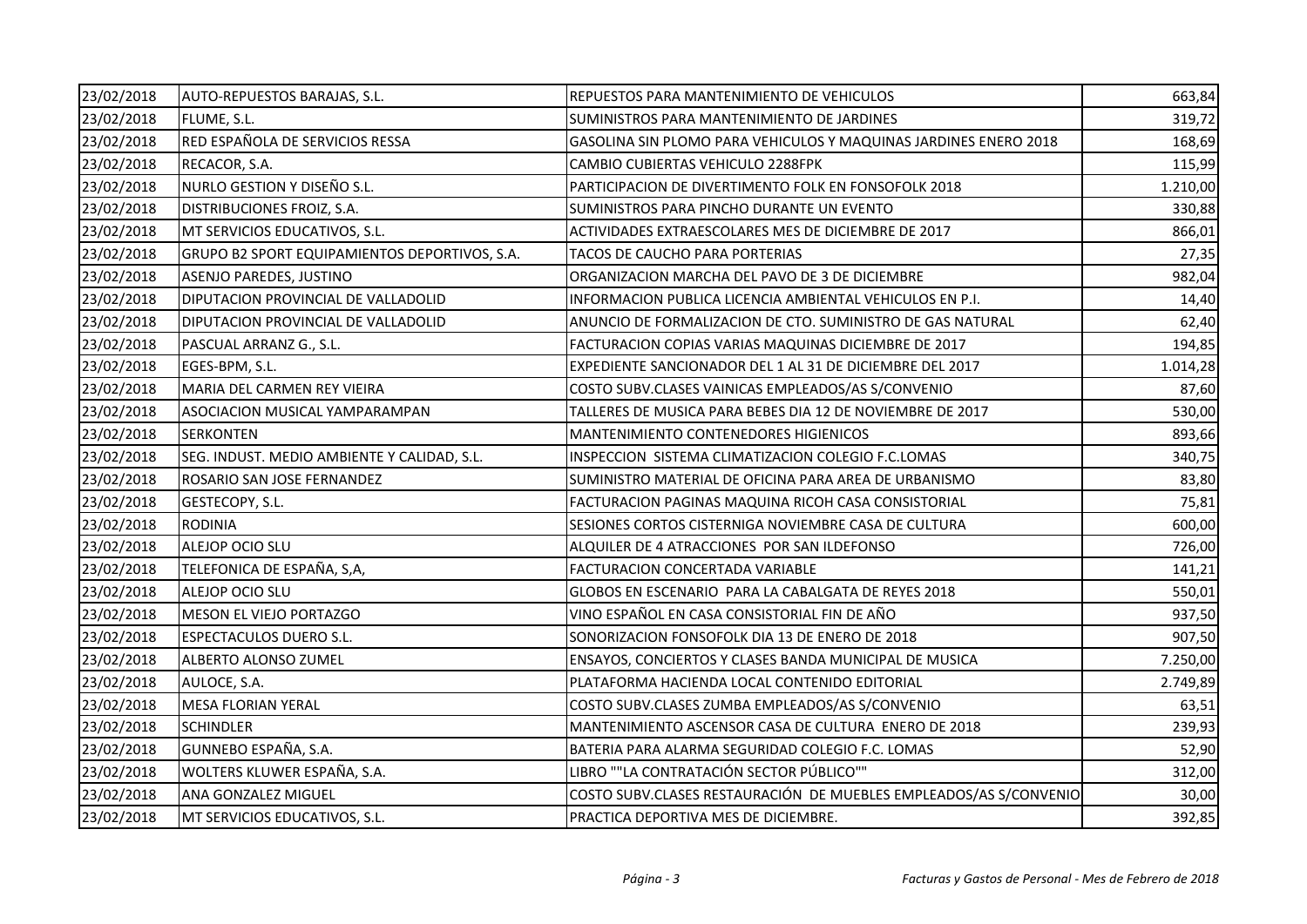| | | | |
|---|---|---|---|
| 23/02/2018 | AUTO-REPUESTOS BARAJAS, S.L. | REPUESTOS PARA MANTENIMIENTO DE VEHICULOS | 663,84 |
| 23/02/2018 | FLUME, S.L. | SUMINISTROS PARA MANTENIMIENTO DE JARDINES | 319,72 |
| 23/02/2018 | RED ESPAÑOLA DE SERVICIOS RESSA | GASOLINA SIN PLOMO PARA VEHICULOS Y MAQUINAS JARDINES ENERO 2018 | 168,69 |
| 23/02/2018 | RECACOR, S.A. | CAMBIO CUBIERTAS VEHICULO 2288FPK | 115,99 |
| 23/02/2018 | NURLO GESTION Y DISEÑO S.L. | PARTICIPACION DE DIVERTIMENTO FOLK EN FONSOFOLK 2018 | 1.210,00 |
| 23/02/2018 | DISTRIBUCIONES FROIZ, S.A. | SUMINISTROS PARA PINCHO DURANTE UN EVENTO | 330,88 |
| 23/02/2018 | MT SERVICIOS EDUCATIVOS, S.L. | ACTIVIDADES EXTRAESCOLARES MES DE DICIEMBRE DE 2017 | 866,01 |
| 23/02/2018 | GRUPO B2 SPORT EQUIPAMIENTOS DEPORTIVOS, S.A. | TACOS DE CAUCHO PARA PORTERIAS | 27,35 |
| 23/02/2018 | ASENJO PAREDES, JUSTINO | ORGANIZACION MARCHA DEL PAVO DE 3 DE DICIEMBRE | 982,04 |
| 23/02/2018 | DIPUTACION PROVINCIAL DE VALLADOLID | INFORMACION PUBLICA LICENCIA AMBIENTAL VEHICULOS EN P.I. | 14,40 |
| 23/02/2018 | DIPUTACION PROVINCIAL DE VALLADOLID | ANUNCIO DE FORMALIZACION DE CTO. SUMINISTRO DE GAS NATURAL | 62,40 |
| 23/02/2018 | PASCUAL ARRANZ G., S.L. | FACTURACION COPIAS VARIAS MAQUINAS DICIEMBRE DE 2017 | 194,85 |
| 23/02/2018 | EGES-BPM, S.L. | EXPEDIENTE SANCIONADOR DEL 1 AL 31 DE DICIEMBRE DEL 2017 | 1.014,28 |
| 23/02/2018 | MARIA DEL CARMEN REY VIEIRA | COSTO SUBV.CLASES VAINICAS EMPLEADOS/AS S/CONVENIO | 87,60 |
| 23/02/2018 | ASOCIACION MUSICAL YAMPARAMPAN | TALLERES DE MUSICA PARA BEBES DIA 12 DE NOVIEMBRE DE 2017 | 530,00 |
| 23/02/2018 | SERKONTEN | MANTENIMIENTO CONTENEDORES HIGIENICOS | 893,66 |
| 23/02/2018 | SEG. INDUST. MEDIO AMBIENTE Y CALIDAD, S.L. | INSPECCION SISTEMA CLIMATIZACION COLEGIO F.C.LOMAS | 340,75 |
| 23/02/2018 | ROSARIO SAN JOSE FERNANDEZ | SUMINISTRO MATERIAL DE OFICINA PARA AREA DE URBANISMO | 83,80 |
| 23/02/2018 | GESTECOPY, S.L. | FACTURACION PAGINAS MAQUINA RICOH CASA CONSISTORIAL | 75,81 |
| 23/02/2018 | RODINIA | SESIONES CORTOS CISTERNIGA NOVIEMBRE CASA DE CULTURA | 600,00 |
| 23/02/2018 | ALEJOP OCIO SLU | ALQUILER DE 4 ATRACCIONES POR SAN ILDEFONSO | 726,00 |
| 23/02/2018 | TELEFONICA DE ESPAÑA, S,A, | FACTURACION CONCERTADA VARIABLE | 141,21 |
| 23/02/2018 | ALEJOP OCIO SLU | GLOBOS EN ESCENARIO PARA LA CABALGATA DE REYES 2018 | 550,01 |
| 23/02/2018 | MESON EL VIEJO PORTAZGO | VINO ESPAÑOL EN CASA CONSISTORIAL FIN DE AÑO | 937,50 |
| 23/02/2018 | ESPECTACULOS DUERO S.L. | SONORIZACION FONSOFOLK DIA 13 DE ENERO DE 2018 | 907,50 |
| 23/02/2018 | ALBERTO ALONSO ZUMEL | ENSAYOS, CONCIERTOS Y CLASES BANDA MUNICIPAL DE MUSICA | 7.250,00 |
| 23/02/2018 | AULOCE, S.A. | PLATAFORMA HACIENDA LOCAL CONTENIDO EDITORIAL | 2.749,89 |
| 23/02/2018 | MESA FLORIAN YERAL | COSTO SUBV.CLASES ZUMBA EMPLEADOS/AS S/CONVENIO | 63,51 |
| 23/02/2018 | SCHINDLER | MANTENIMIENTO ASCENSOR CASA DE CULTURA ENERO DE 2018 | 239,93 |
| 23/02/2018 | GUNNEBO ESPAÑA, S.A. | BATERIA PARA ALARMA SEGURIDAD COLEGIO F.C. LOMAS | 52,90 |
| 23/02/2018 | WOLTERS KLUWER ESPAÑA, S.A. | LIBRO ""LA CONTRATACIÓN SECTOR PÚBLICO"" | 312,00 |
| 23/02/2018 | ANA GONZALEZ MIGUEL | COSTO SUBV.CLASES RESTAURACIÓN DE MUEBLES EMPLEADOS/AS S/CONVENIO | 30,00 |
| 23/02/2018 | MT SERVICIOS EDUCATIVOS, S.L. | PRACTICA DEPORTIVA MES DE DICIEMBRE. | 392,85 |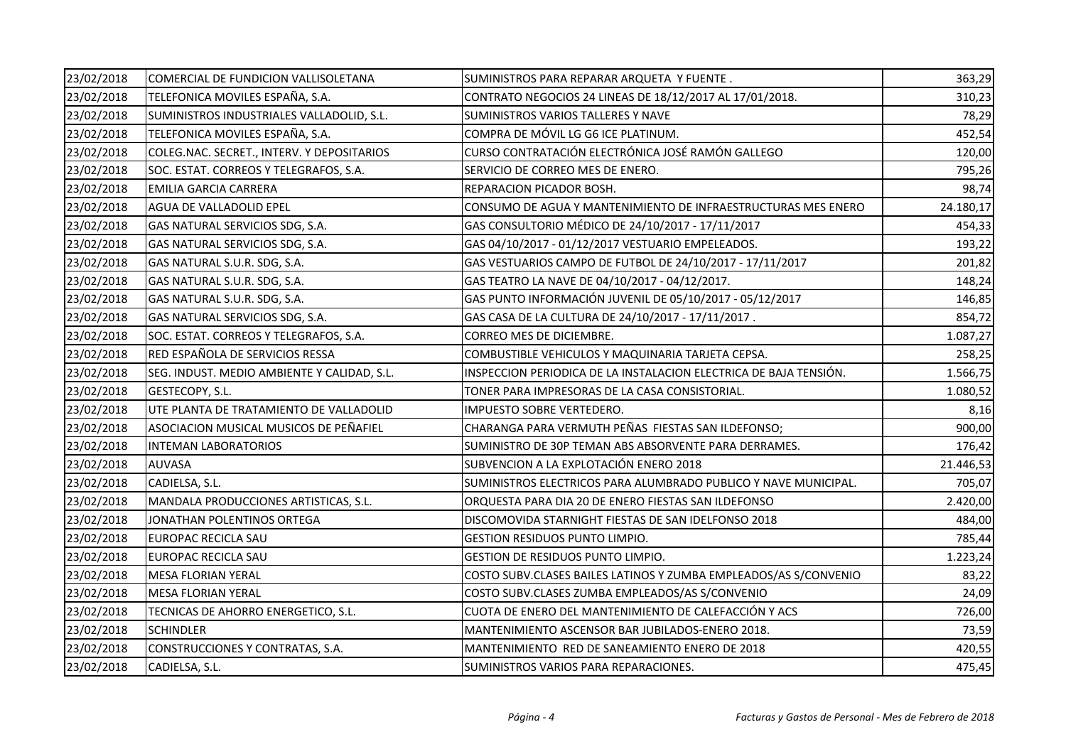| | | | |
|---|---|---|---|
| 23/02/2018 | COMERCIAL DE FUNDICION VALLISOLETANA | SUMINISTROS PARA REPARAR ARQUETA Y FUENTE . | 363,29 |
| 23/02/2018 | TELEFONICA MOVILES ESPAÑA, S.A. | CONTRATO NEGOCIOS 24 LINEAS DE 18/12/2017 AL 17/01/2018. | 310,23 |
| 23/02/2018 | SUMINISTROS INDUSTRIALES VALLADOLID, S.L. | SUMINISTROS VARIOS TALLERES Y NAVE | 78,29 |
| 23/02/2018 | TELEFONICA MOVILES ESPAÑA, S.A. | COMPRA DE MÓVIL LG G6 ICE PLATINUM. | 452,54 |
| 23/02/2018 | COLEG.NAC. SECRET., INTERV. Y DEPOSITARIOS | CURSO CONTRATACIÓN ELECTRÓNICA JOSÉ RAMÓN GALLEGO | 120,00 |
| 23/02/2018 | SOC. ESTAT. CORREOS Y TELEGRAFOS, S.A. | SERVICIO DE CORREO MES DE ENERO. | 795,26 |
| 23/02/2018 | EMILIA GARCIA CARRERA | REPARACION PICADOR BOSH. | 98,74 |
| 23/02/2018 | AGUA DE VALLADOLID EPEL | CONSUMO DE AGUA Y MANTENIMIENTO DE INFRAESTRUCTURAS MES ENERO | 24.180,17 |
| 23/02/2018 | GAS NATURAL SERVICIOS SDG, S.A. | GAS CONSULTORIO MÉDICO DE 24/10/2017 - 17/11/2017 | 454,33 |
| 23/02/2018 | GAS NATURAL SERVICIOS SDG, S.A. | GAS 04/10/2017 - 01/12/2017 VESTUARIO EMPELEADOS. | 193,22 |
| 23/02/2018 | GAS NATURAL S.U.R. SDG, S.A. | GAS VESTUARIOS CAMPO DE FUTBOL DE 24/10/2017 - 17/11/2017 | 201,82 |
| 23/02/2018 | GAS NATURAL S.U.R. SDG, S.A. | GAS TEATRO LA NAVE DE 04/10/2017 - 04/12/2017. | 148,24 |
| 23/02/2018 | GAS NATURAL S.U.R. SDG, S.A. | GAS PUNTO INFORMACIÓN JUVENIL DE 05/10/2017 - 05/12/2017 | 146,85 |
| 23/02/2018 | GAS NATURAL SERVICIOS SDG, S.A. | GAS CASA DE LA CULTURA DE 24/10/2017 - 17/11/2017 . | 854,72 |
| 23/02/2018 | SOC. ESTAT. CORREOS Y TELEGRAFOS, S.A. | CORREO MES DE DICIEMBRE. | 1.087,27 |
| 23/02/2018 | RED ESPAÑOLA DE SERVICIOS RESSA | COMBUSTIBLE VEHICULOS Y MAQUINARIA TARJETA CEPSA. | 258,25 |
| 23/02/2018 | SEG. INDUST. MEDIO AMBIENTE Y CALIDAD, S.L. | INSPECCION PERIODICA DE LA INSTALACION ELECTRICA DE BAJA TENSIÓN. | 1.566,75 |
| 23/02/2018 | GESTECOPY, S.L. | TONER PARA IMPRESORAS DE LA CASA CONSISTORIAL. | 1.080,52 |
| 23/02/2018 | UTE PLANTA DE TRATAMIENTO DE VALLADOLID | IMPUESTO SOBRE VERTEDERO. | 8,16 |
| 23/02/2018 | ASOCIACION MUSICAL MUSICOS DE PEÑAFIEL | CHARANGA PARA VERMUTH PEÑAS FIESTAS SAN ILDEFONSO; | 900,00 |
| 23/02/2018 | INTEMAN LABORATORIOS | SUMINISTRO DE 30P TEMAN ABS ABSORVENTE PARA DERRAMES. | 176,42 |
| 23/02/2018 | AUVASA | SUBVENCION A LA EXPLOTACIÓN ENERO 2018 | 21.446,53 |
| 23/02/2018 | CADIELSA, S.L. | SUMINISTROS ELECTRICOS PARA ALUMBRADO PUBLICO Y NAVE MUNICIPAL. | 705,07 |
| 23/02/2018 | MANDALA PRODUCCIONES ARTISTICAS, S.L. | ORQUESTA PARA DIA 20 DE ENERO FIESTAS SAN ILDEFONSO | 2.420,00 |
| 23/02/2018 | JONATHAN POLENTINOS ORTEGA | DISCOMOVIDA STARNIGHT FIESTAS DE SAN IDELFONSO 2018 | 484,00 |
| 23/02/2018 | EUROPAC RECICLA SAU | GESTION RESIDUOS PUNTO LIMPIO. | 785,44 |
| 23/02/2018 | EUROPAC RECICLA SAU | GESTION DE RESIDUOS PUNTO LIMPIO. | 1.223,24 |
| 23/02/2018 | MESA FLORIAN YERAL | COSTO SUBV.CLASES BAILES LATINOS Y ZUMBA EMPLEADOS/AS S/CONVENIO | 83,22 |
| 23/02/2018 | MESA FLORIAN YERAL | COSTO SUBV.CLASES ZUMBA EMPLEADOS/AS S/CONVENIO | 24,09 |
| 23/02/2018 | TECNICAS DE AHORRO ENERGETICO, S.L. | CUOTA DE ENERO DEL MANTENIMIENTO DE CALEFACCIÓN Y ACS | 726,00 |
| 23/02/2018 | SCHINDLER | MANTENIMIENTO ASCENSOR BAR JUBILADOS-ENERO 2018. | 73,59 |
| 23/02/2018 | CONSTRUCCIONES Y CONTRATAS, S.A. | MANTENIMIENTO RED DE SANEAMIENTO ENERO DE 2018 | 420,55 |
| 23/02/2018 | CADIELSA, S.L. | SUMINISTROS VARIOS PARA REPARACIONES. | 475,45 |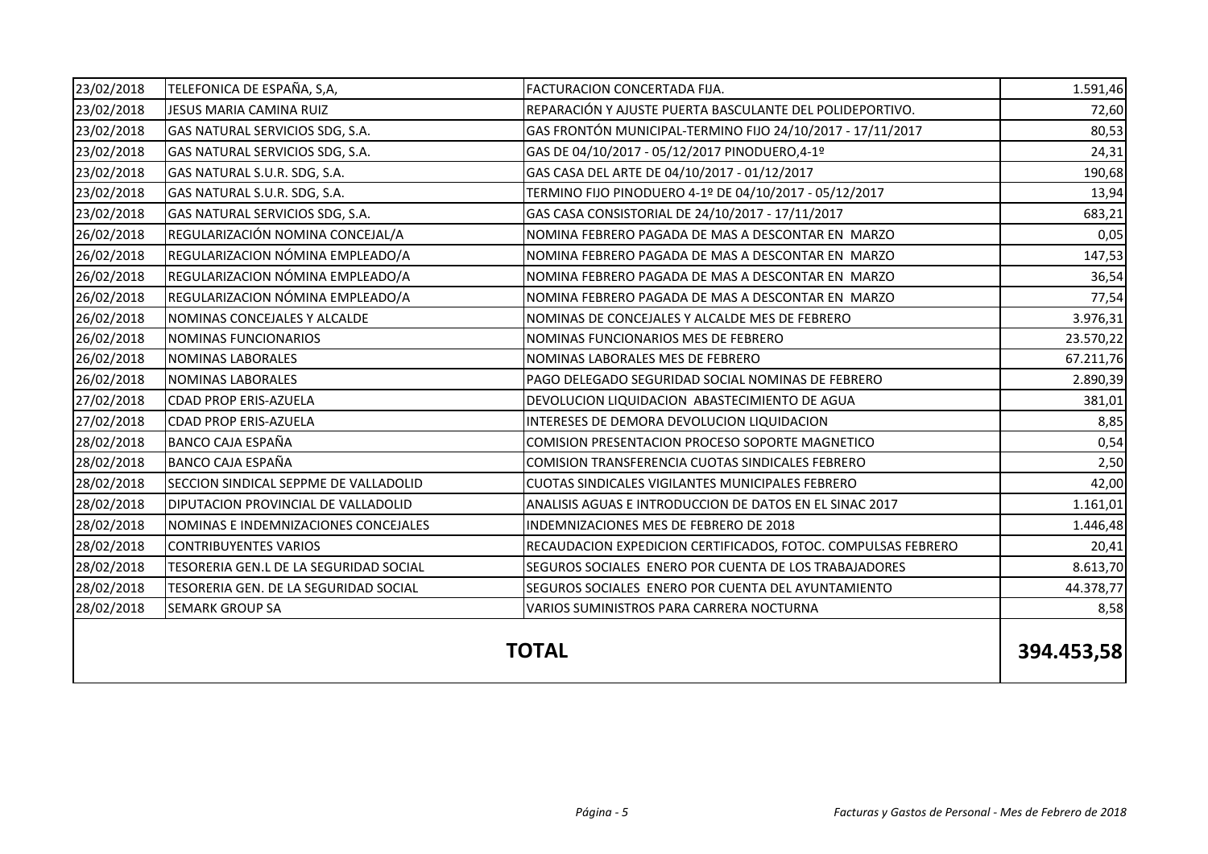| | | | |
|---|---|---|---|
| 23/02/2018 | TELEFONICA DE ESPAÑA, S,A, | FACTURACION CONCERTADA FIJA. | 1.591,46 |
| 23/02/2018 | JESUS MARIA CAMINA RUIZ | REPARACIÓN Y AJUSTE PUERTA BASCULANTE DEL POLIDEPORTIVO. | 72,60 |
| 23/02/2018 | GAS NATURAL SERVICIOS SDG, S.A. | GAS FRONTÓN MUNICIPAL-TERMINO FIJO 24/10/2017 - 17/11/2017 | 80,53 |
| 23/02/2018 | GAS NATURAL SERVICIOS SDG, S.A. | GAS DE 04/10/2017 - 05/12/2017 PINODUERO,4-1º | 24,31 |
| 23/02/2018 | GAS NATURAL S.U.R. SDG, S.A. | GAS CASA DEL ARTE DE 04/10/2017 - 01/12/2017 | 190,68 |
| 23/02/2018 | GAS NATURAL S.U.R. SDG, S.A. | TERMINO FIJO PINODUERO 4-1º DE 04/10/2017 - 05/12/2017 | 13,94 |
| 23/02/2018 | GAS NATURAL SERVICIOS SDG, S.A. | GAS CASA CONSISTORIAL DE 24/10/2017 - 17/11/2017 | 683,21 |
| 26/02/2018 | REGULARIZACIÓN NOMINA CONCEJAL/A | NOMINA FEBRERO PAGADA DE MAS A DESCONTAR EN MARZO | 0,05 |
| 26/02/2018 | REGULARIZACION NÓMINA EMPLEADO/A | NOMINA FEBRERO PAGADA DE MAS A DESCONTAR EN MARZO | 147,53 |
| 26/02/2018 | REGULARIZACION NÓMINA EMPLEADO/A | NOMINA FEBRERO PAGADA DE MAS A DESCONTAR EN MARZO | 36,54 |
| 26/02/2018 | REGULARIZACION NÓMINA EMPLEADO/A | NOMINA FEBRERO PAGADA DE MAS A DESCONTAR EN MARZO | 77,54 |
| 26/02/2018 | NOMINAS CONCEJALES Y ALCALDE | NOMINAS DE CONCEJALES Y ALCALDE MES DE FEBRERO | 3.976,31 |
| 26/02/2018 | NOMINAS FUNCIONARIOS | NOMINAS FUNCIONARIOS MES DE FEBRERO | 23.570,22 |
| 26/02/2018 | NOMINAS LABORALES | NOMINAS LABORALES MES DE FEBRERO | 67.211,76 |
| 26/02/2018 | NOMINAS LABORALES | PAGO DELEGADO SEGURIDAD SOCIAL NOMINAS DE FEBRERO | 2.890,39 |
| 27/02/2018 | CDAD PROP ERIS-AZUELA | DEVOLUCION LIQUIDACION ABASTECIMIENTO DE AGUA | 381,01 |
| 27/02/2018 | CDAD PROP ERIS-AZUELA | INTERESES DE DEMORA DEVOLUCION LIQUIDACION | 8,85 |
| 28/02/2018 | BANCO CAJA ESPAÑA | COMISION PRESENTACION PROCESO SOPORTE MAGNETICO | 0,54 |
| 28/02/2018 | BANCO CAJA ESPAÑA | COMISION TRANSFERENCIA CUOTAS SINDICALES FEBRERO | 2,50 |
| 28/02/2018 | SECCION SINDICAL SEPPME DE VALLADOLID | CUOTAS SINDICALES VIGILANTES MUNICIPALES FEBRERO | 42,00 |
| 28/02/2018 | DIPUTACION PROVINCIAL DE VALLADOLID | ANALISIS AGUAS E INTRODUCCION DE DATOS EN EL SINAC 2017 | 1.161,01 |
| 28/02/2018 | NOMINAS E INDEMNIZACIONES CONCEJALES | INDEMNIZACIONES MES DE FEBRERO DE 2018 | 1.446,48 |
| 28/02/2018 | CONTRIBUYENTES VARIOS | RECAUDACION EXPEDICION CERTIFICADOS, FOTOC. COMPULSAS FEBRERO | 20,41 |
| 28/02/2018 | TESORERIA GEN.L DE LA SEGURIDAD SOCIAL | SEGUROS SOCIALES ENERO POR CUENTA DE LOS TRABAJADORES | 8.613,70 |
| 28/02/2018 | TESORERIA GEN. DE LA SEGURIDAD SOCIAL | SEGUROS SOCIALES ENERO POR CUENTA DEL AYUNTAMIENTO | 44.378,77 |
| 28/02/2018 | SEMARK GROUP SA | VARIOS SUMINISTROS PARA CARRERA NOCTURNA | 8,58 |
| | | **TOTAL** | **394.453,58** |